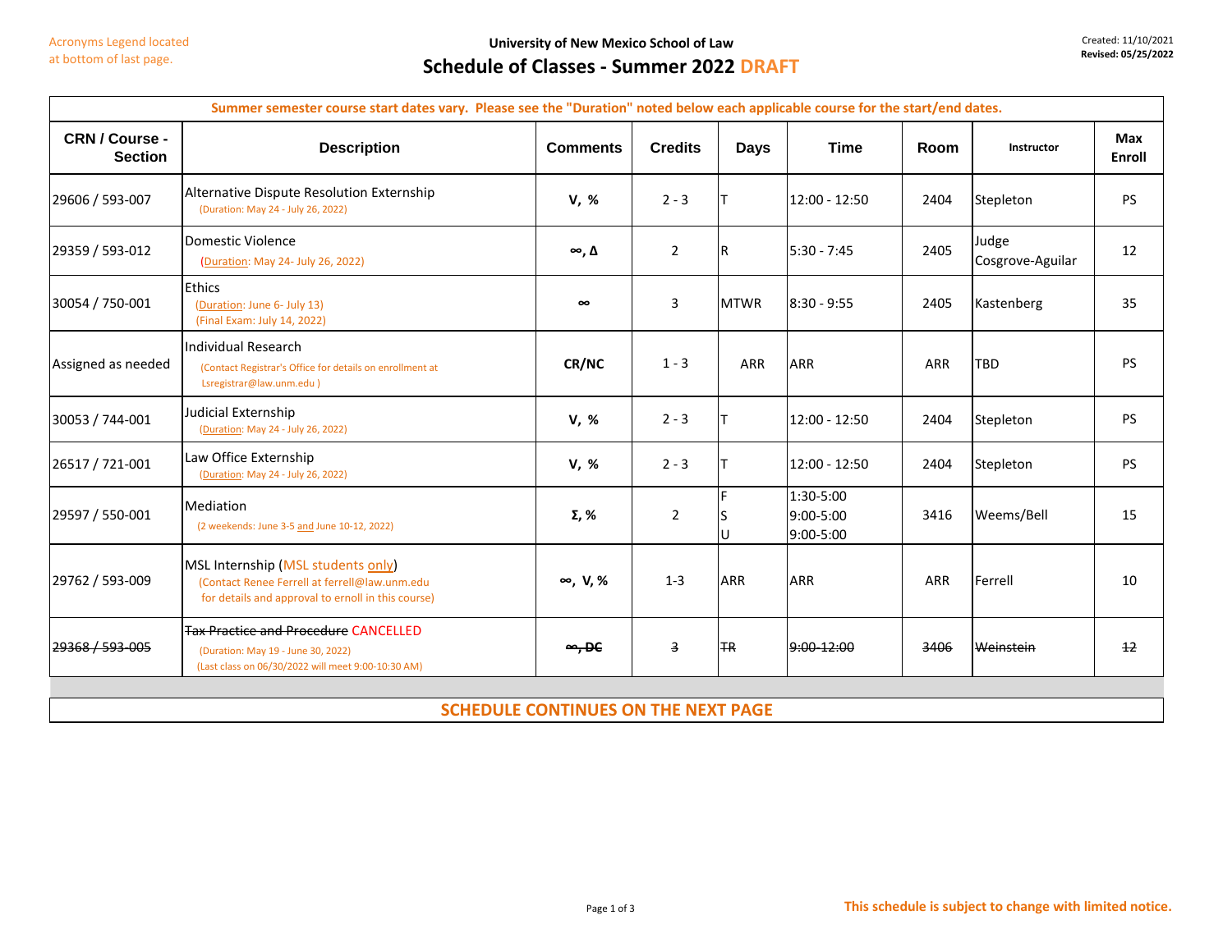Acronyms Legend located at bottom of last page.

**University of New Mexico School of Law**

# Schedule of Classes - Summer 2022 DRAFT

Created: 11/10/2021
**Revised: 05/25/2022**

| Summer semester course start dates vary. Please see the "Duration" noted below each applicable course for the start/end dates. | | | | | | | | |
|---|---|---|---|---|---|---|---|---|
| **CRN / Course - Section** | **Description** | **Comments** | **Credits** | **Days** | **Time** | **Room** | **Instructor** | **Max Enroll** |
| 29606 / 593-007 | Alternative Dispute Resolution Externship (Duration: May 24 - July 26, 2022) | **V, %** | 2 - 3 | T | 12:00 - 12:50 | 2404 | Stepleton | PS |
| 29359 / 593-012 | Domestic Violence (Duration: May 24- July 26, 2022) | **∞, Δ** | 2 | R | 5:30 - 7:45 | 2405 | Judge Cosgrove-Aguilar | 12 |
| 30054 / 750-001 | Ethics (Duration: June 6- July 13) (Final Exam: July 14, 2022) | **∞** | 3 | MTWR | 8:30 - 9:55 | 2405 | Kastenberg | 35 |
| Assigned as needed | Individual Research (Contact Registrar's Office for details on enrollment at Lsregistrar@law.unm.edu ) | **CR/NC** | 1 - 3 | ARR | ARR | ARR | TBD | PS |
| 30053 / 744-001 | Judicial Externship (Duration: May 24 - July 26, 2022) | **V, %** | 2 - 3 | T | 12:00 - 12:50 | 2404 | Stepleton | PS |
| 26517 / 721-001 | Law Office Externship (Duration: May 24 - July 26, 2022) | **V, %** | 2 - 3 | T | 12:00 - 12:50 | 2404 | Stepleton | PS |
| 29597 / 550-001 | Mediation (2 weekends: June 3-5 and June 10-12, 2022) | **Σ, %** | 2 | F<br>S<br>U | 1:30-5:00<br>9:00-5:00<br>9:00-5:00 | 3416 | Weems/Bell | 15 |
| 29762 / 593-009 | MSL Internship (MSL students only) (Contact Renee Ferrell at ferrell@law.unm.edu for details and approval to ernoll in this course) | **∞, V, %** | 1-3 | ARR | ARR | ARR | Ferrell | 10 |
| ~~29368 / 593-005~~ | ~~Tax Practice and Procedure~~ CANCELLED (Duration: May 19 - June 30, 2022) (Last class on 06/30/2022 will meet 9:00-10:30 AM) | ~~**∞, DC**~~ | ~~3~~ | ~~TR~~ | ~~9:00-12:00~~ | ~~3406~~ | ~~Weinstein~~ | ~~12~~ |

**SCHEDULE CONTINUES ON THE NEXT PAGE**

**This schedule is subject to change with limited notice.**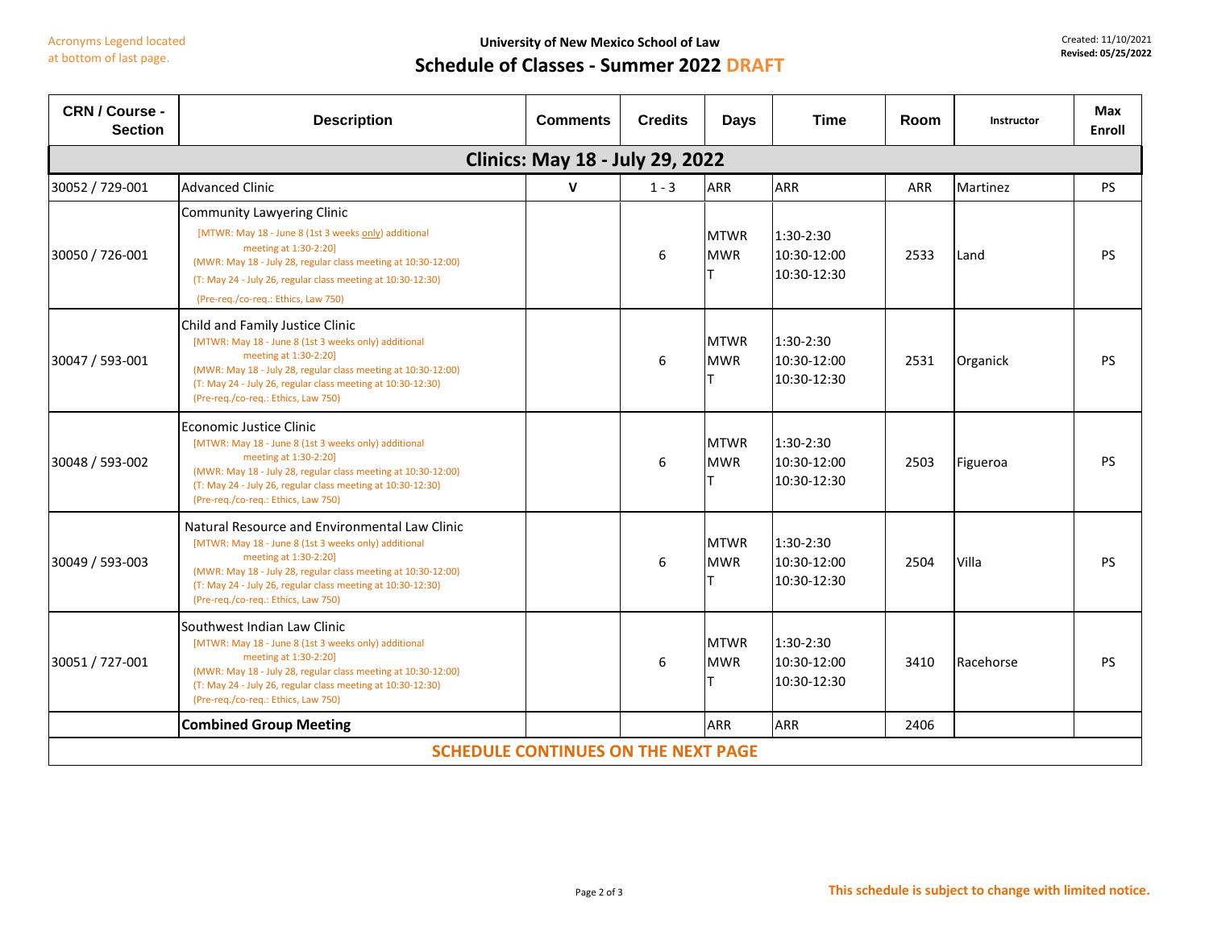Acronyms Legend located at bottom of last page.

**University of New Mexico School of Law**

# Schedule of Classes - Summer 2022 DRAFT

Created: 11/10/2021
**Revised: 05/25/2022**

| CRN / Course - Section | Description | Comments | Credits | Days | Time | Room | Instructor | Max Enroll |
|---|---|---|---|---|---|---|---|---|
| **Clinics: May 18 - July 29, 2022** | | | | | | | | |
| 30052 / 729-001 | Advanced Clinic | V | 1 - 3 | ARR | ARR | ARR | Martinez | PS |
| 30050 / 726-001 | Community Lawyering Clinic<br>[MTWR: May 18 - June 8 (1st 3 weeks only) additional meeting at 1:30-2:20]<br>(MWR: May 18 - July 28, regular class meeting at 10:30-12:00)<br>(T: May 24 - July 26, regular class meeting at 10:30-12:30)<br>(Pre-req./co-req.: Ethics, Law 750) | | 6 | MTWR<br>MWR<br>T | 1:30-2:30<br>10:30-12:00<br>10:30-12:30 | 2533 | Land | PS |
| 30047 / 593-001 | Child and Family Justice Clinic<br>[MTWR: May 18 - June 8 (1st 3 weeks only) additional meeting at 1:30-2:20]<br>(MWR: May 18 - July 28, regular class meeting at 10:30-12:00)<br>(T: May 24 - July 26, regular class meeting at 10:30-12:30)<br>(Pre-req./co-req.: Ethics, Law 750) | | 6 | MTWR<br>MWR<br>T | 1:30-2:30<br>10:30-12:00<br>10:30-12:30 | 2531 | Organick | PS |
| 30048 / 593-002 | Economic Justice Clinic<br>[MTWR: May 18 - June 8 (1st 3 weeks only) additional meeting at 1:30-2:20]<br>(MWR: May 18 - July 28, regular class meeting at 10:30-12:00)<br>(T: May 24 - July 26, regular class meeting at 10:30-12:30)<br>(Pre-req./co-req.: Ethics, Law 750) | | 6 | MTWR<br>MWR<br>T | 1:30-2:30<br>10:30-12:00<br>10:30-12:30 | 2503 | Figueroa | PS |
| 30049 / 593-003 | Natural Resource and Environmental Law Clinic<br>[MTWR: May 18 - June 8 (1st 3 weeks only) additional meeting at 1:30-2:20]<br>(MWR: May 18 - July 28, regular class meeting at 10:30-12:00)<br>(T: May 24 - July 26, regular class meeting at 10:30-12:30)<br>(Pre-req./co-req.: Ethics, Law 750) | | 6 | MTWR<br>MWR<br>T | 1:30-2:30<br>10:30-12:00<br>10:30-12:30 | 2504 | Villa | PS |
| 30051 / 727-001 | Southwest Indian Law Clinic<br>[MTWR: May 18 - June 8 (1st 3 weeks only) additional meeting at 1:30-2:20]<br>(MWR: May 18 - July 28, regular class meeting at 10:30-12:00)<br>(T: May 24 - July 26, regular class meeting at 10:30-12:30)<br>(Pre-req./co-req.: Ethics, Law 750) | | 6 | MTWR<br>MWR<br>T | 1:30-2:30<br>10:30-12:00<br>10:30-12:30 | 3410 | Racehorse | PS |
| | **Combined Group Meeting** | | | ARR | ARR | 2406 | | |
| **SCHEDULE CONTINUES ON THE NEXT PAGE** | | | | | | | | |

**This schedule is subject to change with limited notice.**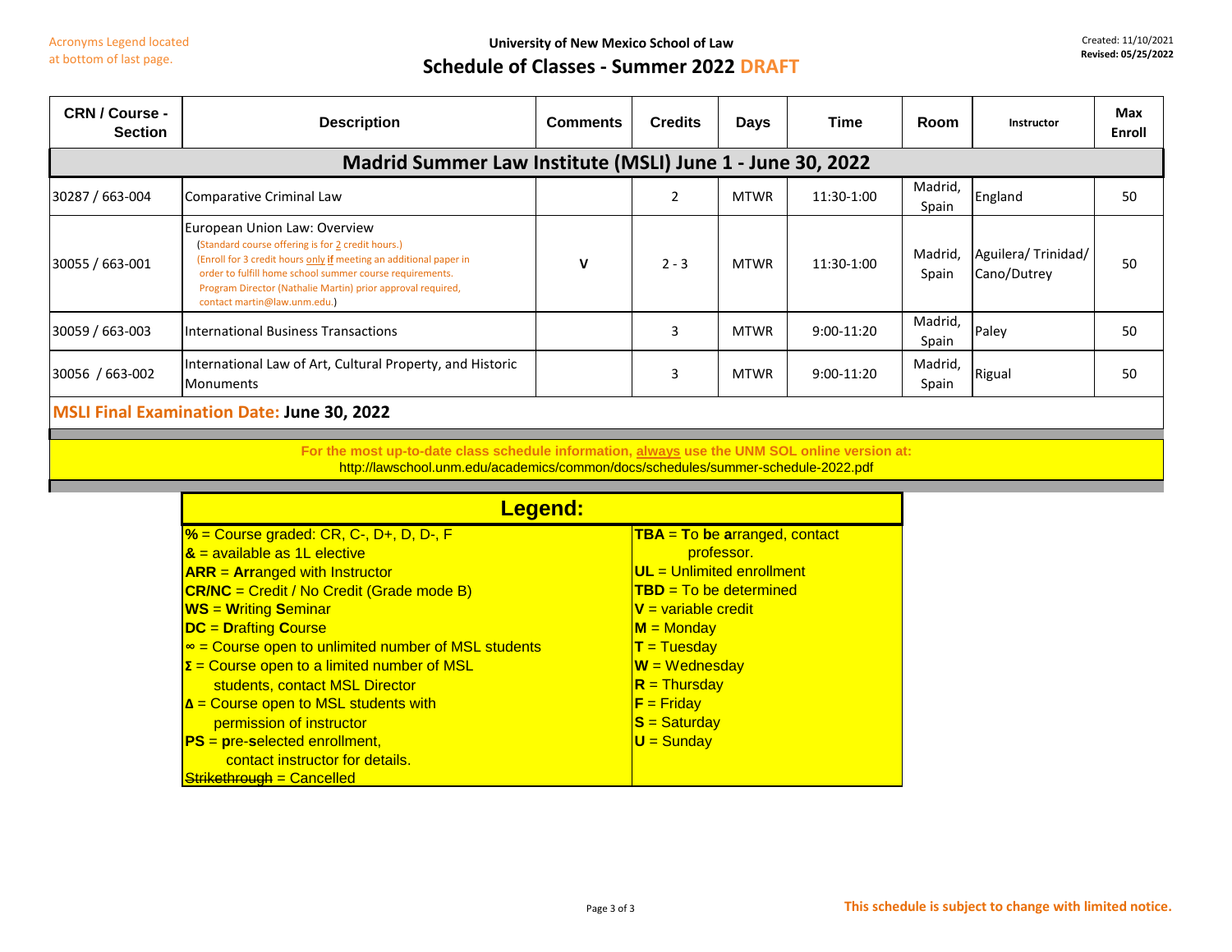Acronyms Legend located at bottom of last page.

**University of New Mexico School of Law**

# Schedule of Classes - Summer 2022 DRAFT

Created: 11/10/2021
**Revised: 05/25/2022**

| CRN / Course - Section | Description | Comments | Credits | Days | Time | Room | Instructor | Max Enroll |
|---|---|---|---|---|---|---|---|---|
| **Madrid Summer Law Institute (MSLI) June 1 - June 30, 2022** | | | | | | | | |
| 30287 / 663-004 | Comparative Criminal Law | | 2 | MTWR | 11:30-1:00 | Madrid, Spain | England | 50 |
| 30055 / 663-001 | European Union Law: Overview (Standard course offering is for 2 credit hours.) (Enroll for 3 credit hours only if meeting an additional paper in order to fulfill home school summer course requirements. Program Director (Nathalie Martin) prior approval required, contact martin@law.unm.edu.) | V | 2 - 3 | MTWR | 11:30-1:00 | Madrid, Spain | Aguilera/ Trinidad/ Cano/Dutrey | 50 |
| 30059 / 663-003 | International Business Transactions | | 3 | MTWR | 9:00-11:20 | Madrid, Spain | Paley | 50 |
| 30056 / 663-002 | International Law of Art, Cultural Property, and Historic Monuments | | 3 | MTWR | 9:00-11:20 | Madrid, Spain | Rigual | 50 |

**MSLI Final Examination Date: June 30, 2022**

**For the most up-to-date class schedule information, always use the UNM SOL online version at:**
http://lawschool.unm.edu/academics/common/docs/schedules/summer-schedule-2022.pdf

## Legend:

| | |
|---|---|
| **%** = Course graded: CR, C-, D+, D, D-, F | **TBA** = **To be arranged**, contact professor. |
| **&** = available as 1L elective | **UL** = Unlimited enrollment |
| **ARR** = **Arr**anged with Instructor | **TBD** = To be determined |
| **CR/NC** = Credit / No Credit (Grade mode B) | **V** = variable credit |
| **WS** = **W**riting **S**eminar | **M** = Monday |
| **DC** = **D**rafting **C**ourse | **T** = Tuesday |
| **∞** = Course open to unlimited number of MSL students | **W** = Wednesday |
| **Σ** = Course open to a limited number of MSL students, contact MSL Director | **R** = Thursday |
| **Δ** = Course open to MSL students with permission of instructor | **F** = Friday |
| **PS** = **p**re-**s**elected enrollment, contact instructor for details. | **S** = Saturday |
| ~~Strikethrough~~ = Cancelled | **U** = Sunday |

This schedule is subject to change with limited notice.